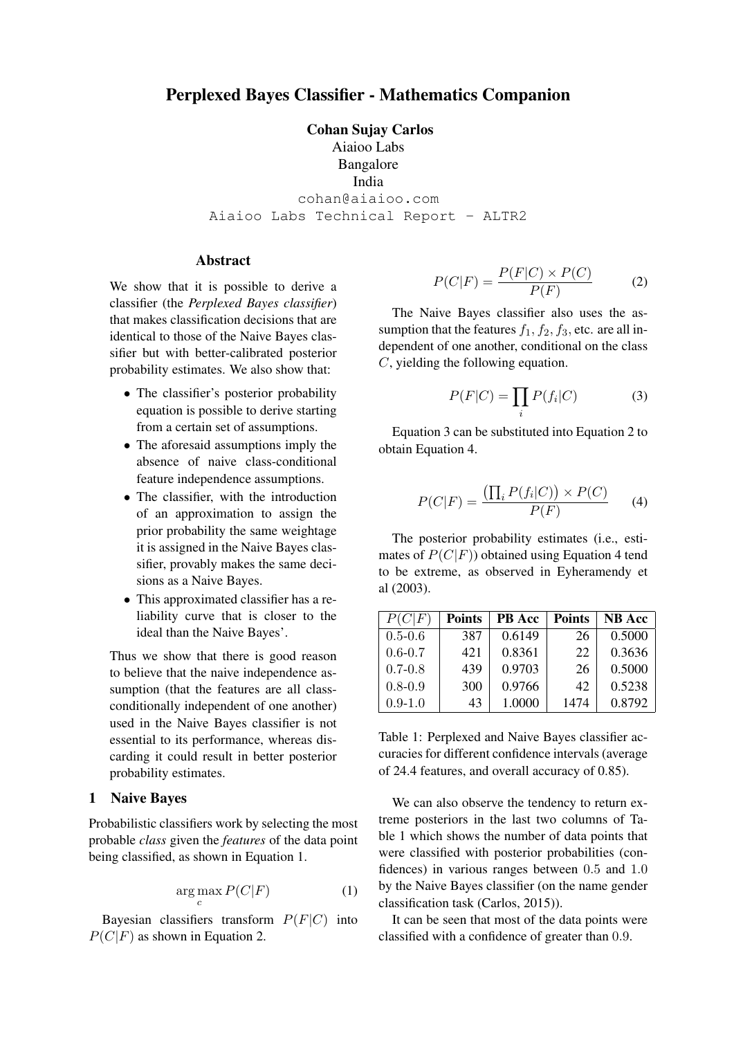# Perplexed Bayes Classifier - Mathematics Companion

**Cohan Sujay Carlos**
Aiaioo Labs
Bangalore
India
cohan@aiaioo.com
Aiaioo Labs Technical Report - ALTR2

## Abstract

We show that it is possible to derive a classifier (the *Perplexed Bayes classifier*) that makes classification decisions that are identical to those of the Naive Bayes classifier but with better-calibrated posterior probability estimates. We also show that:

- The classifier's posterior probability equation is possible to derive starting from a certain set of assumptions.
- The aforesaid assumptions imply the absence of naive class-conditional feature independence assumptions.
- The classifier, with the introduction of an approximation to assign the prior probability the same weightage it is assigned in the Naive Bayes classifier, provably makes the same decisions as a Naive Bayes.
- This approximated classifier has a reliability curve that is closer to the ideal than the Naive Bayes'.

Thus we show that there is good reason to believe that the naive independence assumption (that the features are all class-conditionally independent of one another) used in the Naive Bayes classifier is not essential to its performance, whereas discarding it could result in better posterior probability estimates.

## 1 Naive Bayes

Probabilistic classifiers work by selecting the most probable *class* given the *features* of the data point being classified, as shown in Equation 1.

$$\arg\max_{c} P(C|F) \tag{1}$$

Bayesian classifiers transform $P(F|C)$ into $P(C|F)$ as shown in Equation 2.

$$P(C|F) = \frac{P(F|C) \times P(C)}{P(F)} \tag{2}$$

The Naive Bayes classifier also uses the assumption that the features $f_1, f_2, f_3$, etc. are all independent of one another, conditional on the class $C$, yielding the following equation.

$$P(F|C) = \prod_{i} P(f_i|C) \tag{3}$$

Equation 3 can be substituted into Equation 2 to obtain Equation 4.

$$P(C|F) = \frac{\left(\prod_{i} P(f_i|C)\right) \times P(C)}{P(F)} \tag{4}$$

The posterior probability estimates (i.e., estimates of $P(C|F)$) obtained using Equation 4 tend to be extreme, as observed in Eyheramendy et al (2003).

| $P(C\|F)$ | Points | PB Acc | Points | NB Acc |
|---|---|---|---|---|
| 0.5-0.6 | 387 | 0.6149 | 26 | 0.5000 |
| 0.6-0.7 | 421 | 0.8361 | 22 | 0.3636 |
| 0.7-0.8 | 439 | 0.9703 | 26 | 0.5000 |
| 0.8-0.9 | 300 | 0.9766 | 42 | 0.5238 |
| 0.9-1.0 | 43 | 1.0000 | 1474 | 0.8792 |

Table 1: Perplexed and Naive Bayes classifier accuracies for different confidence intervals (average of 24.4 features, and overall accuracy of 0.85).

We can also observe the tendency to return extreme posteriors in the last two columns of Table 1 which shows the number of data points that were classified with posterior probabilities (confidences) in various ranges between $0.5$ and $1.0$ by the Naive Bayes classifier (on the name gender classification task (Carlos, 2015)).

It can be seen that most of the data points were classified with a confidence of greater than $0.9$.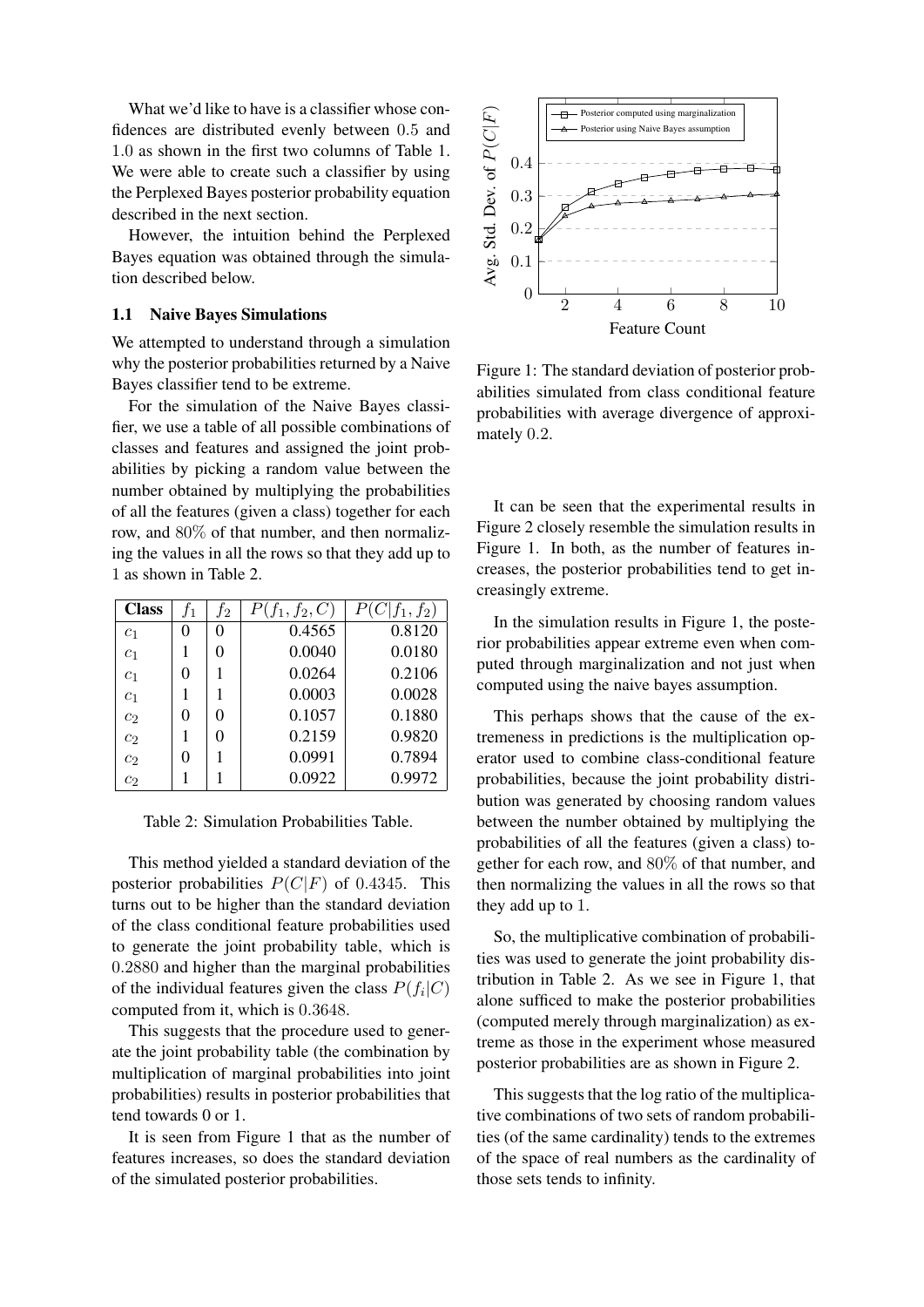What we'd like to have is a classifier whose confidences are distributed evenly between 0.5 and 1.0 as shown in the first two columns of Table 1. We were able to create such a classifier by using the Perplexed Bayes posterior probability equation described in the next section.

However, the intuition behind the Perplexed Bayes equation was obtained through the simulation described below.

### 1.1 Naive Bayes Simulations

We attempted to understand through a simulation why the posterior probabilities returned by a Naive Bayes classifier tend to be extreme.

For the simulation of the Naive Bayes classifier, we use a table of all possible combinations of classes and features and assigned the joint probabilities by picking a random value between the number obtained by multiplying the probabilities of all the features (given a class) together for each row, and 80% of that number, and then normalizing the values in all the rows so that they add up to 1 as shown in Table 2.

| **Class** | $f_1$ | $f_2$ | $P(f_1, f_2, C)$ | $P(C\|f_1, f_2)$ |
|---|---|---|---|---|
| $c_1$ | 0 | 0 | 0.4565 | 0.8120 |
| $c_1$ | 1 | 0 | 0.0040 | 0.0180 |
| $c_1$ | 0 | 1 | 0.0264 | 0.2106 |
| $c_1$ | 1 | 1 | 0.0003 | 0.0028 |
| $c_2$ | 0 | 0 | 0.1057 | 0.1880 |
| $c_2$ | 1 | 0 | 0.2159 | 0.9820 |
| $c_2$ | 0 | 1 | 0.0991 | 0.7894 |
| $c_2$ | 1 | 1 | 0.0922 | 0.9972 |

Table 2: Simulation Probabilities Table.

This method yielded a standard deviation of the posterior probabilities $P(C|F)$ of 0.4345. This turns out to be higher than the standard deviation of the class conditional feature probabilities used to generate the joint probability table, which is 0.2880 and higher than the marginal probabilities of the individual features given the class $P(f_i|C)$ computed from it, which is 0.3648.

This suggests that the procedure used to generate the joint probability table (the combination by multiplication of marginal probabilities into joint probabilities) results in posterior probabilities that tend towards 0 or 1.

It is seen from Figure 1 that as the number of features increases, so does the standard deviation of the simulated posterior probabilities.

Figure 1: The standard deviation of posterior probabilities simulated from class conditional feature probabilities with average divergence of approximately 0.2.

It can be seen that the experimental results in Figure 2 closely resemble the simulation results in Figure 1. In both, as the number of features increases, the posterior probabilities tend to get increasingly extreme.

In the simulation results in Figure 1, the posterior probabilities appear extreme even when computed through marginalization and not just when computed using the naive bayes assumption.

This perhaps shows that the cause of the extremeness in predictions is the multiplication operator used to combine class-conditional feature probabilities, because the joint probability distribution was generated by choosing random values between the number obtained by multiplying the probabilities of all the features (given a class) together for each row, and 80% of that number, and then normalizing the values in all the rows so that they add up to 1.

So, the multiplicative combination of probabilities was used to generate the joint probability distribution in Table 2. As we see in Figure 1, that alone sufficed to make the posterior probabilities (computed merely through marginalization) as extreme as those in the experiment whose measured posterior probabilities are as shown in Figure 2.

This suggests that the log ratio of the multiplicative combinations of two sets of random probabilities (of the same cardinality) tends to the extremes of the space of real numbers as the cardinality of those sets tends to infinity.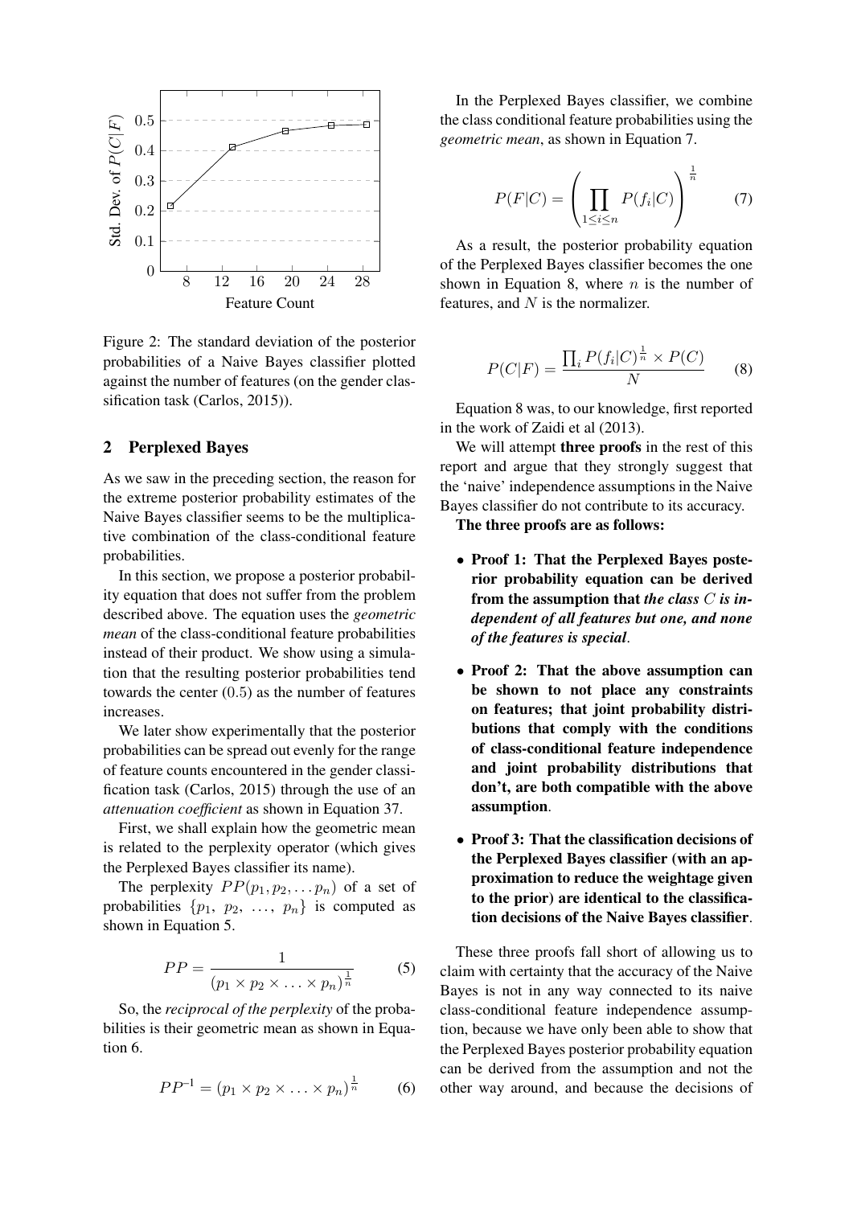Figure 2: The standard deviation of the posterior probabilities of a Naive Bayes classifier plotted against the number of features (on the gender classification task (Carlos, 2015)).

## 2 Perplexed Bayes

As we saw in the preceding section, the reason for the extreme posterior probability estimates of the Naive Bayes classifier seems to be the multiplicative combination of the class-conditional feature probabilities.

In this section, we propose a posterior probability equation that does not suffer from the problem described above. The equation uses the *geometric mean* of the class-conditional feature probabilities instead of their product. We show using a simulation that the resulting posterior probabilities tend towards the center (0.5) as the number of features increases.

We later show experimentally that the posterior probabilities can be spread out evenly for the range of feature counts encountered in the gender classification task (Carlos, 2015) through the use of an *attenuation coefficient* as shown in Equation 37.

First, we shall explain how the geometric mean is related to the perplexity operator (which gives the Perplexed Bayes classifier its name).

The perplexity $PP(p_1, p_2, \ldots p_n)$ of a set of probabilities $\{p_1,\ p_2,\ \ldots,\ p_n\}$ is computed as shown in Equation 5.

$$PP = \frac{1}{(p_1 \times p_2 \times \ldots \times p_n)^{\frac{1}{n}}} \tag{5}$$

So, the *reciprocal of the perplexity* of the probabilities is their geometric mean as shown in Equation 6.

$$PP^{-1} = (p_1 \times p_2 \times \ldots \times p_n)^{\frac{1}{n}} \tag{6}$$

In the Perplexed Bayes classifier, we combine the class conditional feature probabilities using the *geometric mean*, as shown in Equation 7.

$$P(F|C) = \left( \prod_{1 \leq i \leq n} P(f_i|C) \right)^{\frac{1}{n}} \tag{7}$$

As a result, the posterior probability equation of the Perplexed Bayes classifier becomes the one shown in Equation 8, where $n$ is the number of features, and $N$ is the normalizer.

$$P(C|F) = \frac{\prod_i P(f_i|C)^{\frac{1}{n}} \times P(C)}{N} \tag{8}$$

Equation 8 was, to our knowledge, first reported in the work of Zaidi et al (2013).

We will attempt **three proofs** in the rest of this report and argue that they strongly suggest that the 'naive' independence assumptions in the Naive Bayes classifier do not contribute to its accuracy.

**The three proofs are as follows:**

- **Proof 1: That the Perplexed Bayes posterior probability equation can be derived from the assumption that *the class $C$ is independent of all features but one, and none of the features is special*.**
- **Proof 2: That the above assumption can be shown to not place any constraints on features; that joint probability distributions that comply with the conditions of class-conditional feature independence and joint probability distributions that don't, are both compatible with the above assumption.**
- **Proof 3: That the classification decisions of the Perplexed Bayes classifier (with an approximation to reduce the weightage given to the prior) are identical to the classification decisions of the Naive Bayes classifier.**

These three proofs fall short of allowing us to claim with certainty that the accuracy of the Naive Bayes is not in any way connected to its naive class-conditional feature independence assumption, because we have only been able to show that the Perplexed Bayes posterior probability equation can be derived from the assumption and not the other way around, and because the decisions of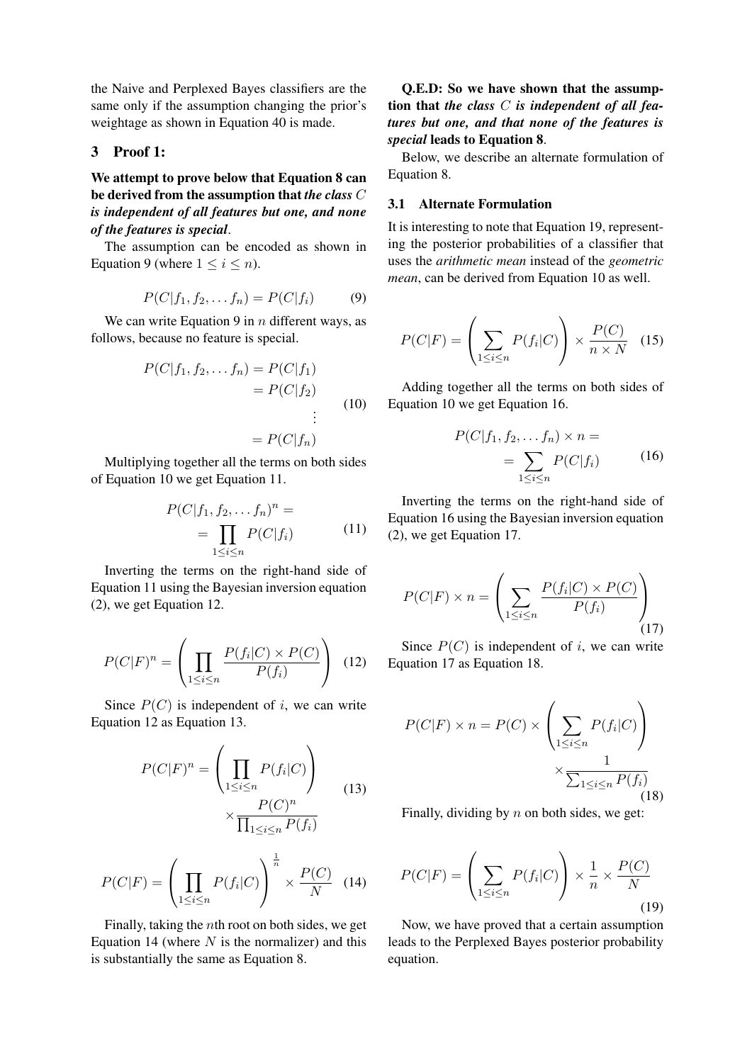the Naive and Perplexed Bayes classifiers are the same only if the assumption changing the prior's weightage as shown in Equation 40 is made.

## 3 Proof 1:

**We attempt to prove below that Equation 8 can be derived from the assumption that *the class $C$ is independent of all features but one, and none of the features is special*.**

The assumption can be encoded as shown in Equation 9 (where $1 \leq i \leq n$).

$$P(C|f_1, f_2, \dots f_n) = P(C|f_i) \tag{9}$$

We can write Equation 9 in $n$ different ways, as follows, because no feature is special.

$$\begin{aligned} P(C|f_1, f_2, \dots f_n) &= P(C|f_1) \\ &= P(C|f_2) \\ &\vdots \\ &= P(C|f_n) \end{aligned} \tag{10}$$

Multiplying together all the terms on both sides of Equation 10 we get Equation 11.

$$\begin{aligned} P(C|f_1, f_2, \dots f_n)^n &= \\ &= \prod_{1 \leq i \leq n} P(C|f_i) \end{aligned} \tag{11}$$

Inverting the terms on the right-hand side of Equation 11 using the Bayesian inversion equation (2), we get Equation 12.

$$P(C|F)^n = \left( \prod_{1 \leq i \leq n} \frac{P(f_i|C) \times P(C)}{P(f_i)} \right) \tag{12}$$

Since $P(C)$ is independent of $i$, we can write Equation 12 as Equation 13.

$$\begin{aligned} P(C|F)^n = &\left( \prod_{1 \leq i \leq n} P(f_i|C) \right) \\ &\times \frac{P(C)^n}{\prod_{1 \leq i \leq n} P(f_i)} \end{aligned} \tag{13}$$

$$P(C|F) = \left( \prod_{1 \leq i \leq n} P(f_i|C) \right)^{\frac{1}{n}} \times \frac{P(C)}{N} \tag{14}$$

Finally, taking the $n$th root on both sides, we get Equation 14 (where $N$ is the normalizer) and this is substantially the same as Equation 8.

**Q.E.D: So we have shown that the assumption that *the class $C$ is independent of all features but one, and that none of the features is special* leads to Equation 8.**

Below, we describe an alternate formulation of Equation 8.

### 3.1 Alternate Formulation

It is interesting to note that Equation 19, representing the posterior probabilities of a classifier that uses the *arithmetic mean* instead of the *geometric mean*, can be derived from Equation 10 as well.

$$P(C|F) = \left( \sum_{1 \leq i \leq n} P(f_i|C) \right) \times \frac{P(C)}{n \times N} \tag{15}$$

Adding together all the terms on both sides of Equation 10 we get Equation 16.

$$\begin{aligned} P(C|f_1, f_2, \dots f_n) \times n &= \\ &= \sum_{1 \leq i \leq n} P(C|f_i) \end{aligned} \tag{16}$$

Inverting the terms on the right-hand side of Equation 16 using the Bayesian inversion equation (2), we get Equation 17.

$$P(C|F) \times n = \left( \sum_{1 \leq i \leq n} \frac{P(f_i|C) \times P(C)}{P(f_i)} \right) \tag{17}$$

Since $P(C)$ is independent of $i$, we can write Equation 17 as Equation 18.

$$\begin{aligned} P(C|F) \times n = P(C) \times &\left( \sum_{1 \leq i \leq n} P(f_i|C) \right) \\ &\times \frac{1}{\sum_{1 \leq i \leq n} P(f_i)} \end{aligned} \tag{18}$$

Finally, dividing by $n$ on both sides, we get:

$$P(C|F) = \left( \sum_{1 \leq i \leq n} P(f_i|C) \right) \times \frac{1}{n} \times \frac{P(C)}{N} \tag{19}$$

Now, we have proved that a certain assumption leads to the Perplexed Bayes posterior probability equation.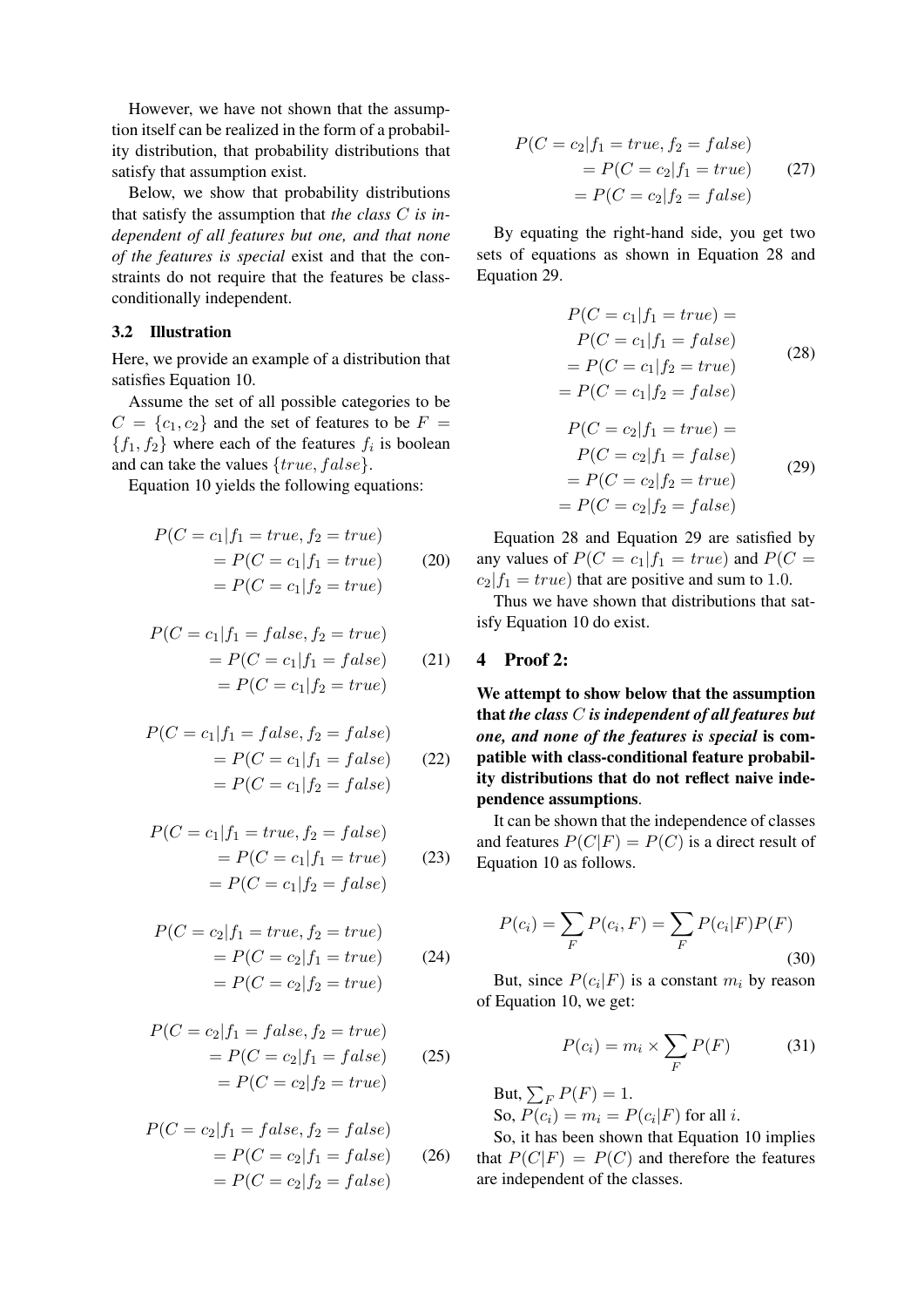However, we have not shown that the assumption itself can be realized in the form of a probability distribution, that probability distributions that satisfy that assumption exist.

Below, we show that probability distributions that satisfy the assumption that *the class $C$ is independent of all features but one, and that none of the features is special* exist and that the constraints do not require that the features be class-conditionally independent.

### 3.2 Illustration

Here, we provide an example of a distribution that satisfies Equation 10.

Assume the set of all possible categories to be $C = \{c_1, c_2\}$ and the set of features to be $F = \{f_1, f_2\}$ where each of the features $f_i$ is boolean and can take the values $\{true, false\}$.

Equation 10 yields the following equations:

$$
\begin{aligned}
&P(C = c_1 | f_1 = true, f_2 = true) \\
&\quad = P(C = c_1 | f_1 = true) \\
&\quad = P(C = c_1 | f_2 = true)
\end{aligned} \tag{20}
$$

$$
\begin{aligned}
&P(C = c_1 | f_1 = false, f_2 = true) \\
&\quad = P(C = c_1 | f_1 = false) \\
&\quad = P(C = c_1 | f_2 = true)
\end{aligned} \tag{21}
$$

$$
\begin{aligned}
&P(C = c_1 | f_1 = false, f_2 = false) \\
&\quad = P(C = c_1 | f_1 = false) \\
&\quad = P(C = c_1 | f_2 = false)
\end{aligned} \tag{22}
$$

$$
\begin{aligned}
&P(C = c_1 | f_1 = true, f_2 = false) \\
&\quad = P(C = c_1 | f_1 = true) \\
&\quad = P(C = c_1 | f_2 = false)
\end{aligned} \tag{23}
$$

$$
\begin{aligned}
&P(C = c_2 | f_1 = true, f_2 = true) \\
&\quad = P(C = c_2 | f_1 = true) \\
&\quad = P(C = c_2 | f_2 = true)
\end{aligned} \tag{24}
$$

$$
\begin{aligned}
&P(C = c_2 | f_1 = false, f_2 = true) \\
&\quad = P(C = c_2 | f_1 = false) \\
&\quad = P(C = c_2 | f_2 = true)
\end{aligned} \tag{25}
$$

$$
\begin{aligned}
&P(C = c_2 | f_1 = false, f_2 = false) \\
&\quad = P(C = c_2 | f_1 = false) \\
&\quad = P(C = c_2 | f_2 = false)
\end{aligned} \tag{26}
$$

$$
\begin{aligned}
&P(C = c_2 | f_1 = true, f_2 = false) \\
&\quad = P(C = c_2 | f_1 = true) \\
&\quad = P(C = c_2 | f_2 = false)
\end{aligned} \tag{27}
$$

By equating the right-hand side, you get two sets of equations as shown in Equation 28 and Equation 29.

$$
\begin{aligned}
&P(C = c_1 | f_1 = true) = \\
&\quad P(C = c_1 | f_1 = false) \\
&\quad = P(C = c_1 | f_2 = true) \\
&\quad = P(C = c_1 | f_2 = false)
\end{aligned} \tag{28}
$$

$$
\begin{aligned}
&P(C = c_2 | f_1 = true) = \\
&\quad P(C = c_2 | f_1 = false) \\
&\quad = P(C = c_2 | f_2 = true) \\
&\quad = P(C = c_2 | f_2 = false)
\end{aligned} \tag{29}
$$

Equation 28 and Equation 29 are satisfied by any values of $P(C = c_1 | f_1 = true)$ and $P(C = c_2 | f_1 = true)$ that are positive and sum to 1.0.

Thus we have shown that distributions that satisfy Equation 10 do exist.

## 4 Proof 2:

**We attempt to show below that the assumption that *the class $C$ is independent of all features but one, and none of the features is special* is compatible with class-conditional feature probability distributions that do not reflect naive independence assumptions.**

It can be shown that the independence of classes and features $P(C|F) = P(C)$ is a direct result of Equation 10 as follows.

$$
P(c_i) = \sum_F P(c_i, F) = \sum_F P(c_i|F)P(F) \tag{30}
$$

But, since $P(c_i|F)$ is a constant $m_i$ by reason of Equation 10, we get:

$$
P(c_i) = m_i \times \sum_F P(F) \tag{31}
$$

But, $\sum_F P(F) = 1$.

So, $P(c_i) = m_i = P(c_i|F)$ for all $i$.

So, it has been shown that Equation 10 implies that $P(C|F) = P(C)$ and therefore the features are independent of the classes.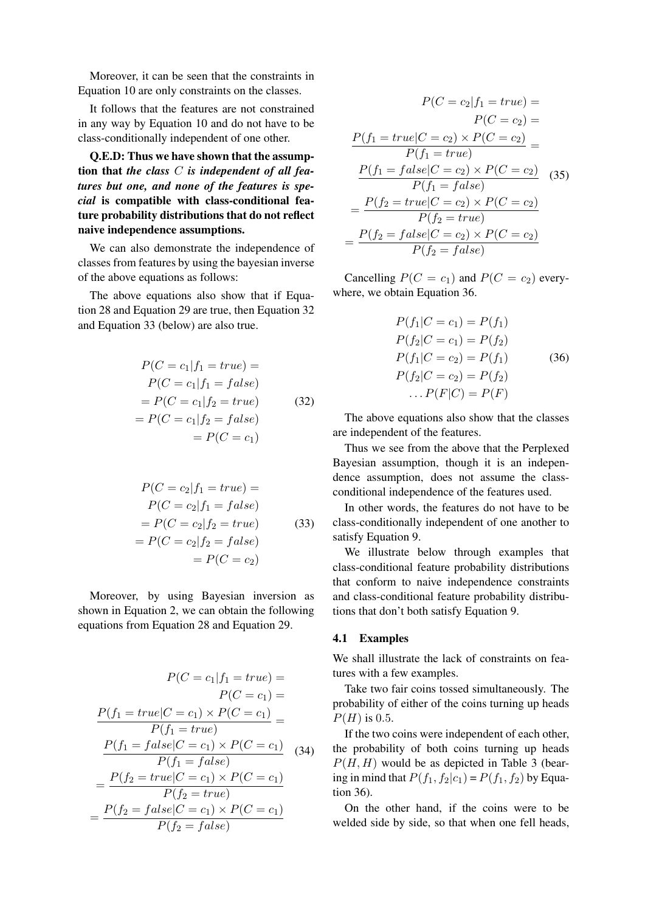Moreover, it can be seen that the constraints in Equation 10 are only constraints on the classes.

It follows that the features are not constrained in any way by Equation 10 and do not have to be class-conditionally independent of one other.

**Q.E.D: Thus we have shown that the assumption that *the class $C$ is independent of all features but one, and none of the features is special* is compatible with class-conditional feature probability distributions that do not reflect naive independence assumptions.**

We can also demonstrate the independence of classes from features by using the bayesian inverse of the above equations as follows:

The above equations also show that if Equation 28 and Equation 29 are true, then Equation 32 and Equation 33 (below) are also true.

$$
\begin{aligned}
P(C = c_1 | f_1 = true) = \\
P(C = c_1 | f_1 = false) \\
= P(C = c_1 | f_2 = true) \\
= P(C = c_1 | f_2 = false) \\
= P(C = c_1)
\end{aligned}
\tag{32}
$$

$$
\begin{aligned}
P(C = c_2 | f_1 = true) = \\
P(C = c_2 | f_1 = false) \\
= P(C = c_2 | f_2 = true) \\
= P(C = c_2 | f_2 = false) \\
= P(C = c_2)
\end{aligned}
\tag{33}
$$

Moreover, by using Bayesian inversion as shown in Equation 2, we can obtain the following equations from Equation 28 and Equation 29.

$$
\begin{aligned}
P(C = c_1 | f_1 = true) = \\
P(C = c_1) = \\
\frac{P(f_1 = true | C = c_1) \times P(C = c_1)}{P(f_1 = true)} = \\
\frac{P(f_1 = false | C = c_1) \times P(C = c_1)}{P(f_1 = false)} \\
= \frac{P(f_2 = true | C = c_1) \times P(C = c_1)}{P(f_2 = true)} \\
= \frac{P(f_2 = false | C = c_1) \times P(C = c_1)}{P(f_2 = false)}
\end{aligned}
\tag{34}
$$

$$
\begin{aligned}
P(C = c_2 | f_1 = true) = \\
P(C = c_2) = \\
\frac{P(f_1 = true | C = c_2) \times P(C = c_2)}{P(f_1 = true)} = \\
\frac{P(f_1 = false | C = c_2) \times P(C = c_2)}{P(f_1 = false)} \\
= \frac{P(f_2 = true | C = c_2) \times P(C = c_2)}{P(f_2 = true)} \\
= \frac{P(f_2 = false | C = c_2) \times P(C = c_2)}{P(f_2 = false)}
\end{aligned}
\tag{35}
$$

Cancelling $P(C = c_1)$ and $P(C = c_2)$ everywhere, we obtain Equation 36.

$$
\begin{aligned}
P(f_1 | C = c_1) = P(f_1) \\
P(f_2 | C = c_1) = P(f_2) \\
P(f_1 | C = c_2) = P(f_1) \\
P(f_2 | C = c_2) = P(f_2) \\
\ldots P(F | C) = P(F)
\end{aligned}
\tag{36}
$$

The above equations also show that the classes are independent of the features.

Thus we see from the above that the Perplexed Bayesian assumption, though it is an independence assumption, does not assume the class-conditional independence of the features used.

In other words, the features do not have to be class-conditionally independent of one another to satisfy Equation 9.

We illustrate below through examples that class-conditional feature probability distributions that conform to naive independence constraints and class-conditional feature probability distributions that don't both satisfy Equation 9.

### 4.1 Examples

We shall illustrate the lack of constraints on features with a few examples.

Take two fair coins tossed simultaneously. The probability of either of the coins turning up heads $P(H)$ is 0.5.

If the two coins were independent of each other, the probability of both coins turning up heads $P(H, H)$ would be as depicted in Table 3 (bearing in mind that $P(f_1, f_2 | c_1) = P(f_1, f_2)$ by Equation 36).

On the other hand, if the coins were to be welded side by side, so that when one fell heads,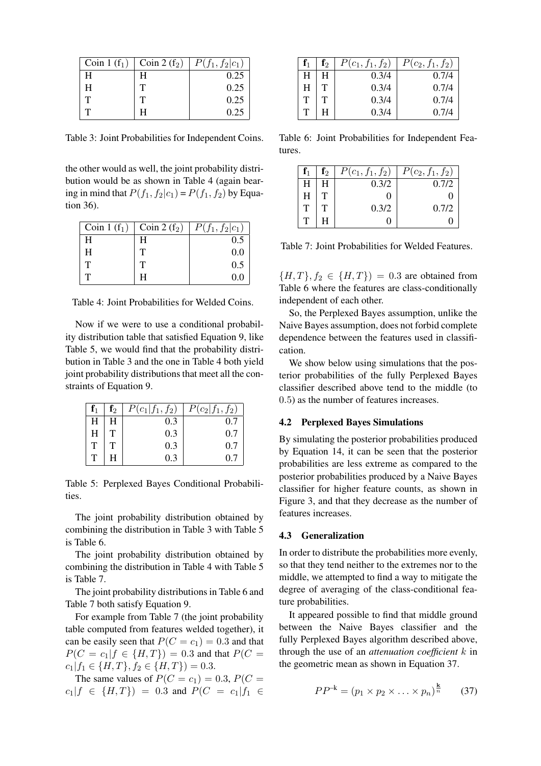| Coin 1 ($f_1$) | Coin 2 ($f_2$) | $P(f_1, f_2 \mid c_1)$ |
|---|---|---|
| H | H | 0.25 |
| H | T | 0.25 |
| T | T | 0.25 |
| T | H | 0.25 |

Table 3: Joint Probabilities for Independent Coins.

the other would as well, the joint probability distribution would be as shown in Table 4 (again bearing in mind that $P(f_1, f_2|c_1) = P(f_1, f_2)$ by Equation 36).

| Coin 1 ($f_1$) | Coin 2 ($f_2$) | $P(f_1, f_2 \mid c_1)$ |
|---|---|---|
| H | H | 0.5 |
| H | T | 0.0 |
| T | T | 0.5 |
| T | H | 0.0 |

Table 4: Joint Probabilities for Welded Coins.

Now if we were to use a conditional probability distribution table that satisfied Equation 9, like Table 5, we would find that the probability distribution in Table 3 and the one in Table 4 both yield joint probability distributions that meet all the constraints of Equation 9.

| $\mathbf{f}_1$ | $\mathbf{f}_2$ | $P(c_1 \mid f_1, f_2)$ | $P(c_2 \mid f_1, f_2)$ |
|---|---|---|---|
| H | H | 0.3 | 0.7 |
| H | T | 0.3 | 0.7 |
| T | T | 0.3 | 0.7 |
| T | H | 0.3 | 0.7 |

Table 5: Perplexed Bayes Conditional Probabilities.

The joint probability distribution obtained by combining the distribution in Table 3 with Table 5 is Table 6.

The joint probability distribution obtained by combining the distribution in Table 4 with Table 5 is Table 7.

The joint probability distributions in Table 6 and Table 7 both satisfy Equation 9.

For example from Table 7 (the joint probability table computed from features welded together), it can be easily seen that $P(C = c_1) = 0.3$ and that $P(C = c_1|f \in \{H, T\}) = 0.3$ and that $P(C = c_1|f_1 \in \{H, T\}, f_2 \in \{H, T\}) = 0.3$.

The same values of $P(C = c_1) = 0.3$, $P(C = c_1|f \in \{H, T\}) = 0.3$ and $P(C = c_1|f_1 \in \{H, T\}, f_2 \in \{H, T\}) = 0.3$ are obtained from Table 6 where the features are class-conditionally independent of each other.

| $\mathbf{f}_1$ | $\mathbf{f}_2$ | $P(c_1, f_1, f_2)$ | $P(c_2, f_1, f_2)$ |
|---|---|---|---|
| H | H | 0.3/4 | 0.7/4 |
| H | T | 0.3/4 | 0.7/4 |
| T | T | 0.3/4 | 0.7/4 |
| T | H | 0.3/4 | 0.7/4 |

Table 6: Joint Probabilities for Independent Features.

| $\mathbf{f}_1$ | $\mathbf{f}_2$ | $P(c_1, f_1, f_2)$ | $P(c_2, f_1, f_2)$ |
|---|---|---|---|
| H | H | 0.3/2 | 0.7/2 |
| H | T | 0 | 0 |
| T | T | 0.3/2 | 0.7/2 |
| T | H | 0 | 0 |

Table 7: Joint Probabilities for Welded Features.

So, the Perplexed Bayes assumption, unlike the Naive Bayes assumption, does not forbid complete dependence between the features used in classification.

We show below using simulations that the posterior probabilities of the fully Perplexed Bayes classifier described above tend to the middle (to 0.5) as the number of features increases.

### 4.2 Perplexed Bayes Simulations

By simulating the posterior probabilities produced by Equation 14, it can be seen that the posterior probabilities are less extreme as compared to the posterior probabilities produced by a Naive Bayes classifier for higher feature counts, as shown in Figure 3, and that they decrease as the number of features increases.

### 4.3 Generalization

In order to distribute the probabilities more evenly, so that they tend neither to the extremes nor to the middle, we attempted to find a way to mitigate the degree of averaging of the class-conditional feature probabilities.

It appeared possible to find that middle ground between the Naive Bayes classifier and the fully Perplexed Bayes algorithm described above, through the use of an *attenuation coefficient* $k$ in the geometric mean as shown in Equation 37.

$$PP^{-\mathbf{k}} = (p_1 \times p_2 \times \ldots \times p_n)^{\frac{\mathbf{k}}{n}} \tag{37}$$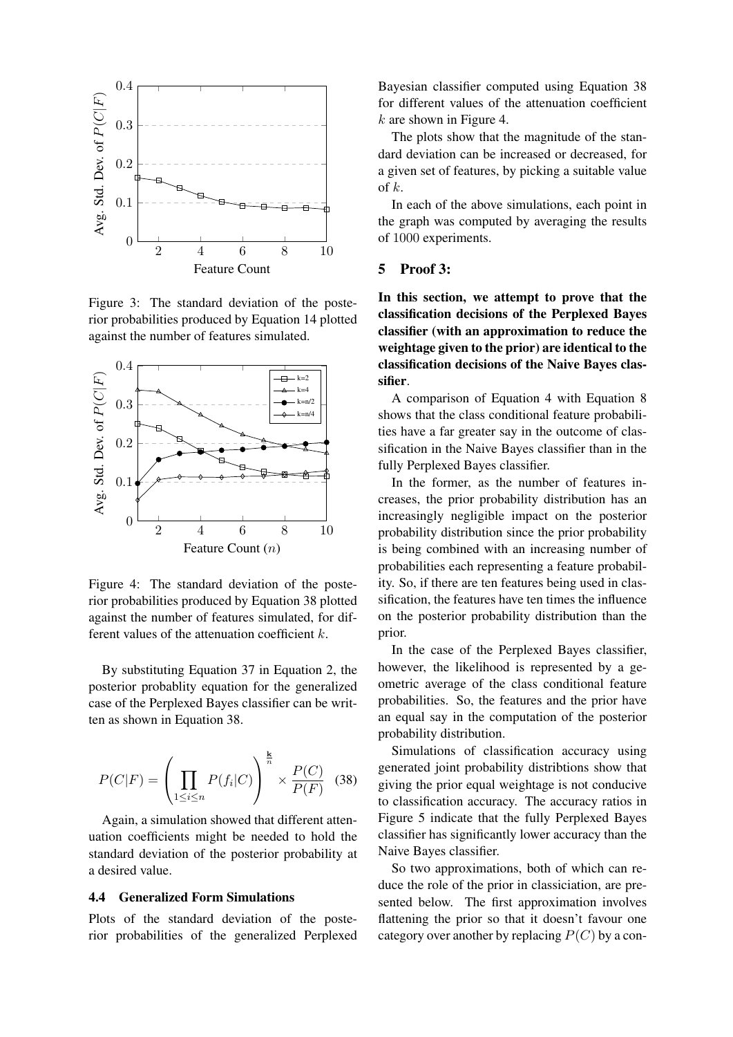Figure 3: The standard deviation of the posterior probabilities produced by Equation 14 plotted against the number of features simulated.

Figure 4: The standard deviation of the posterior probabilities produced by Equation 38 plotted against the number of features simulated, for different values of the attenuation coefficient $k$.

By substituting Equation 37 in Equation 2, the posterior probablity equation for the generalized case of the Perplexed Bayes classifier can be written as shown in Equation 38.

$$P(C|F) = \left( \prod_{1 \leq i \leq n} P(f_i|C) \right)^{\frac{k}{n}} \times \frac{P(C)}{P(F)} \quad (38)$$

Again, a simulation showed that different attenuation coefficients might be needed to hold the standard deviation of the posterior probability at a desired value.

### 4.4 Generalized Form Simulations

Plots of the standard deviation of the posterior probabilities of the generalized Perplexed Bayesian classifier computed using Equation 38 for different values of the attenuation coefficient $k$ are shown in Figure 4.

The plots show that the magnitude of the standard deviation can be increased or decreased, for a given set of features, by picking a suitable value of $k$.

In each of the above simulations, each point in the graph was computed by averaging the results of 1000 experiments.

## 5 Proof 3:

**In this section, we attempt to prove that the classification decisions of the Perplexed Bayes classifier (with an approximation to reduce the weightage given to the prior) are identical to the classification decisions of the Naive Bayes classifier.**

A comparison of Equation 4 with Equation 8 shows that the class conditional feature probabilities have a far greater say in the outcome of classification in the Naive Bayes classifier than in the fully Perplexed Bayes classifier.

In the former, as the number of features increases, the prior probability distribution has an increasingly negligible impact on the posterior probability distribution since the prior probability is being combined with an increasing number of probabilities each representing a feature probability. So, if there are ten features being used in classification, the features have ten times the influence on the posterior probability distribution than the prior.

In the case of the Perplexed Bayes classifier, however, the likelihood is represented by a geometric average of the class conditional feature probabilities. So, the features and the prior have an equal say in the computation of the posterior probability distribution.

Simulations of classification accuracy using generated joint probability distribtions show that giving the prior equal weightage is not conducive to classification accuracy. The accuracy ratios in Figure 5 indicate that the fully Perplexed Bayes classifier has significantly lower accuracy than the Naive Bayes classifier.

So two approximations, both of which can reduce the role of the prior in classiciation, are presented below. The first approximation involves flattening the prior so that it doesn't favour one category over another by replacing $P(C)$ by a con-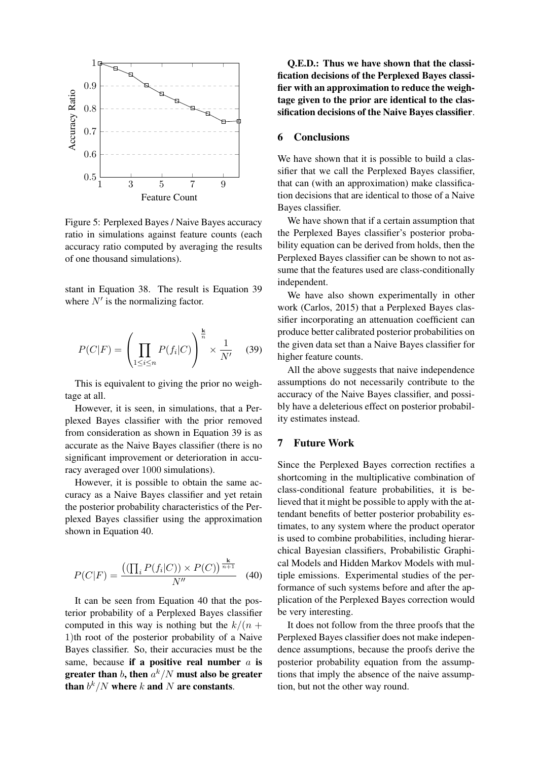Figure 5: Perplexed Bayes / Naive Bayes accuracy ratio in simulations against feature counts (each accuracy ratio computed by averaging the results of one thousand simulations).

stant in Equation 38. The result is Equation 39 where $N'$ is the normalizing factor.

$$P(C|F) = \left( \prod_{1 \le i \le n} P(f_i|C) \right)^{\frac{\mathbf{k}}{n}} \times \frac{1}{N'} \quad (39)$$

This is equivalent to giving the prior no weightage at all.

However, it is seen, in simulations, that a Perplexed Bayes classifier with the prior removed from consideration as shown in Equation 39 is as accurate as the Naive Bayes classifier (there is no significant improvement or deterioration in accuracy averaged over 1000 simulations).

However, it is possible to obtain the same accuracy as a Naive Bayes classifier and yet retain the posterior probability characteristics of the Perplexed Bayes classifier using the approximation shown in Equation 40.

$$P(C|F) = \frac{\left( (\prod_i P(f_i|C)) \times P(C) \right)^{\frac{\mathbf{k}}{n+1}}}{N''} \quad (40)$$

It can be seen from Equation 40 that the posterior probability of a Perplexed Bayes classifier computed in this way is nothing but the $k/(n+1)$th root of the posterior probability of a Naive Bayes classifier. So, their accuracies must be the same, because **if a positive real number $a$ is greater than $b$, then $a^k/N$ must also be greater than $b^k/N$ where $k$ and $N$ are constants**.

**Q.E.D.: Thus we have shown that the classification decisions of the Perplexed Bayes classifier with an approximation to reduce the weightage given to the prior are identical to the classification decisions of the Naive Bayes classifier**.

## 6 Conclusions

We have shown that it is possible to build a classifier that we call the Perplexed Bayes classifier, that can (with an approximation) make classification decisions that are identical to those of a Naive Bayes classifier.

We have shown that if a certain assumption that the Perplexed Bayes classifier's posterior probability equation can be derived from holds, then the Perplexed Bayes classifier can be shown to not assume that the features used are class-conditionally independent.

We have also shown experimentally in other work (Carlos, 2015) that a Perplexed Bayes classifier incorporating an attenuation coefficient can produce better calibrated posterior probabilities on the given data set than a Naive Bayes classifier for higher feature counts.

All the above suggests that naive independence assumptions do not necessarily contribute to the accuracy of the Naive Bayes classifier, and possibly have a deleterious effect on posterior probability estimates instead.

## 7 Future Work

Since the Perplexed Bayes correction rectifies a shortcoming in the multiplicative combination of class-conditional feature probabilities, it is believed that it might be possible to apply with the attendant benefits of better posterior probability estimates, to any system where the product operator is used to combine probabilities, including hierarchical Bayesian classifiers, Probabilistic Graphical Models and Hidden Markov Models with multiple emissions. Experimental studies of the performance of such systems before and after the application of the Perplexed Bayes correction would be very interesting.

It does not follow from the three proofs that the Perplexed Bayes classifier does not make independence assumptions, because the proofs derive the posterior probability equation from the assumptions that imply the absence of the naive assumption, but not the other way round.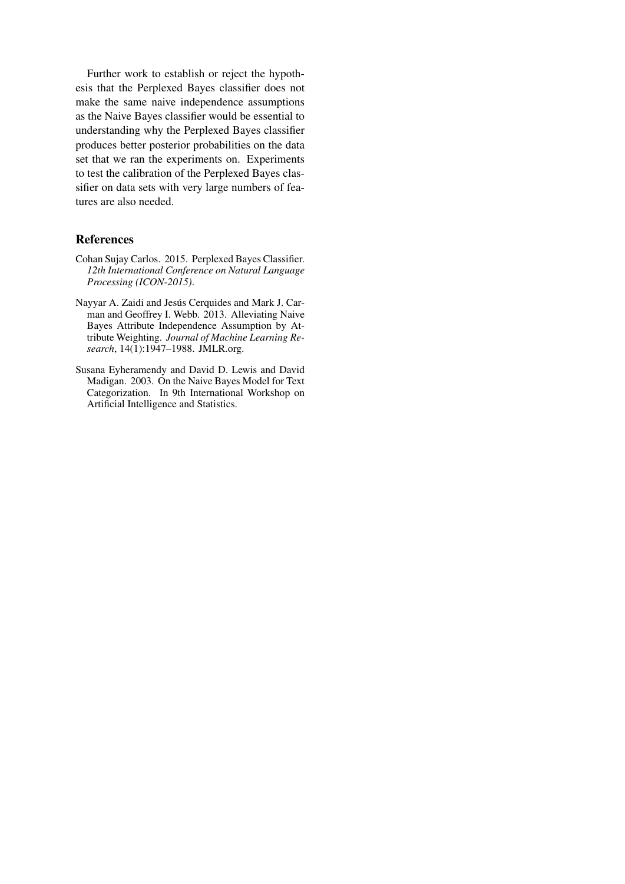Further work to establish or reject the hypothesis that the Perplexed Bayes classifier does not make the same naive independence assumptions as the Naive Bayes classifier would be essential to understanding why the Perplexed Bayes classifier produces better posterior probabilities on the data set that we ran the experiments on. Experiments to test the calibration of the Perplexed Bayes classifier on data sets with very large numbers of features are also needed.

## References

Cohan Sujay Carlos. 2015. Perplexed Bayes Classifier. *12th International Conference on Natural Language Processing (ICON-2015)*.

Nayyar A. Zaidi and Jesús Cerquides and Mark J. Carman and Geoffrey I. Webb. 2013. Alleviating Naive Bayes Attribute Independence Assumption by Attribute Weighting. *Journal of Machine Learning Research*, 14(1):1947–1988. JMLR.org.

Susana Eyheramendy and David D. Lewis and David Madigan. 2003. On the Naive Bayes Model for Text Categorization. In 9th International Workshop on Artificial Intelligence and Statistics.